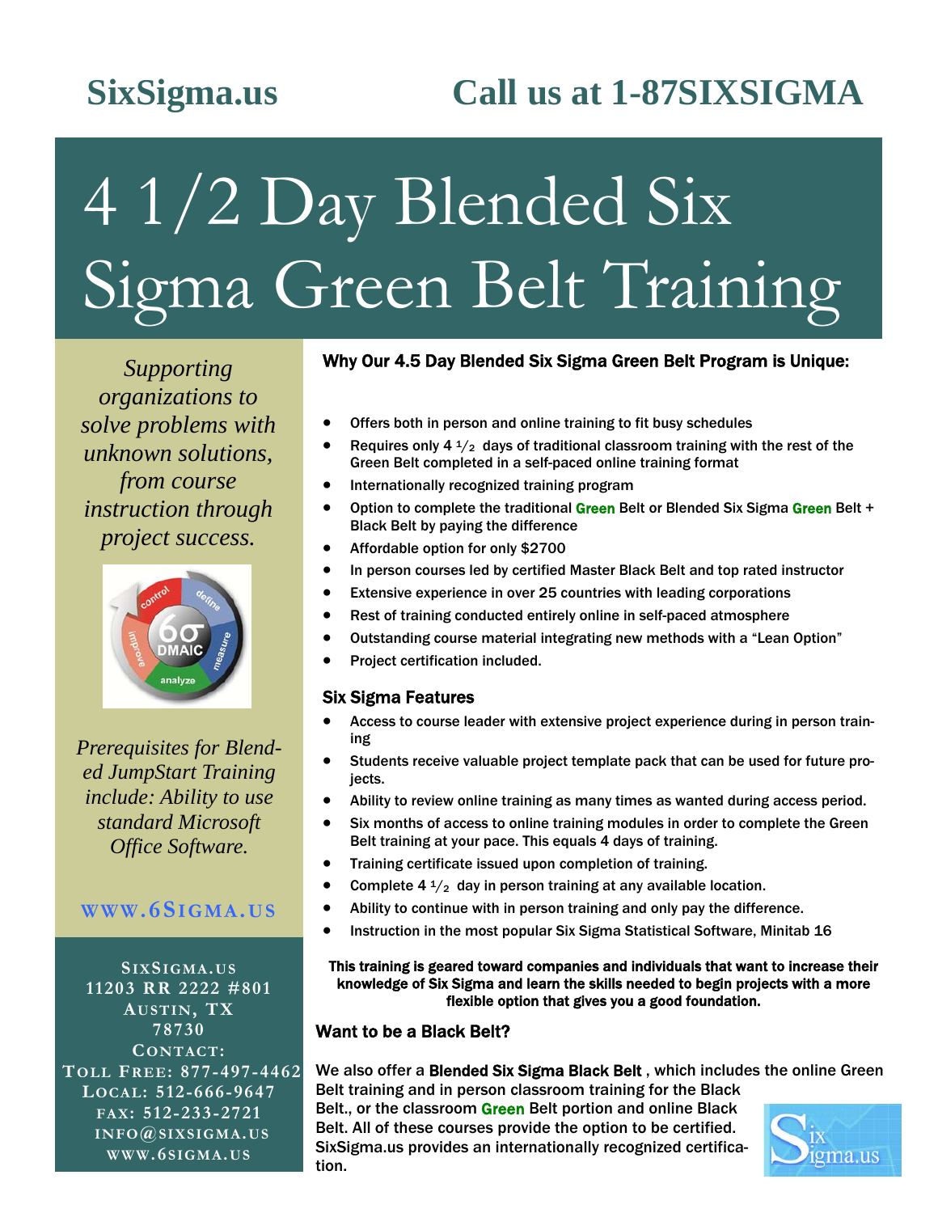**SixSigma.us** **Call us at 1-87SIXSIGMA**

# 4 1/2 Day Blended Six Sigma Green Belt Training

*Supporting organizations to solve problems with unknown solutions, from course instruction through project success.*

*Prerequisites for Blended JumpStart Training include: Ability to use standard Microsoft Office Software.*

**WWW.6SIGMA.US**

**SIXSIGMA.US**
**11203 RR 2222 #801**
**AUSTIN, TX**
**78730**
**CONTACT:**
**TOLL FREE: 877-497-4462**
**LOCAL: 512-666-9647**
**FAX: 512-233-2721**
**INFO@SIXSIGMA.US**
**WWW.6SIGMA.US**

## Why Our 4.5 Day Blended Six Sigma Green Belt Program is Unique:

- Offers both in person and online training to fit busy schedules
- Requires only 4 ½ days of traditional classroom training with the rest of the Green Belt completed in a self-paced online training format
- Internationally recognized training program
- Option to complete the traditional Green Belt or Blended Six Sigma Green Belt + Black Belt by paying the difference
- Affordable option for only $2700
- In person courses led by certified Master Black Belt and top rated instructor
- Extensive experience in over 25 countries with leading corporations
- Rest of training conducted entirely online in self-paced atmosphere
- Outstanding course material integrating new methods with a "Lean Option"
- Project certification included.

## Six Sigma Features

- Access to course leader with extensive project experience during in person training
- Students receive valuable project template pack that can be used for future projects.
- Ability to review online training as many times as wanted during access period.
- Six months of access to online training modules in order to complete the Green Belt training at your pace. This equals 4 days of training.
- Training certificate issued upon completion of training.
- Complete 4 ½ day in person training at any available location.
- Ability to continue with in person training and only pay the difference.
- Instruction in the most popular Six Sigma Statistical Software, Minitab 16

**This training is geared toward companies and individuals that want to increase their knowledge of Six Sigma and learn the skills needed to begin projects with a more flexible option that gives you a good foundation.**

## Want to be a Black Belt?

We also offer a **Blended Six Sigma Black Belt** , which includes the online Green Belt training and in person classroom training for the Black Belt., or the classroom Green Belt portion and online Black Belt. All of these courses provide the option to be certified. SixSigma.us provides an internationally recognized certification.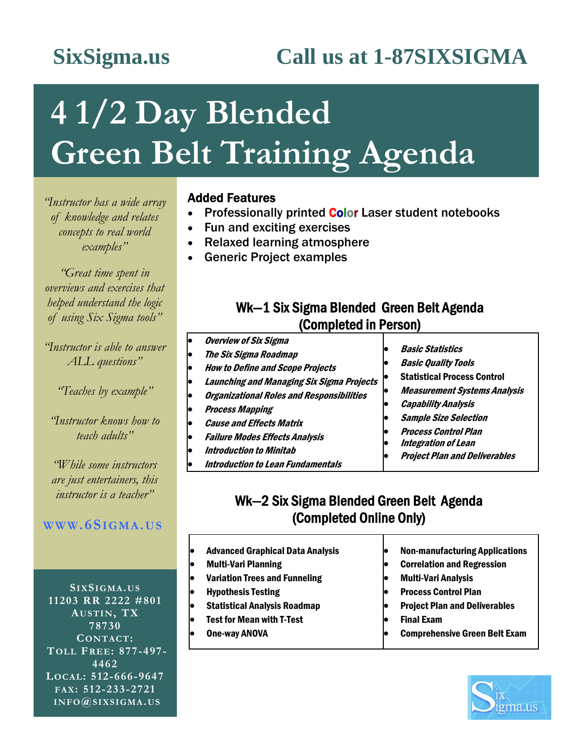SixSigma.us

Call us at 1-87SIXSIGMA

# 4 1/2 Day Blended Green Belt Training Agenda

*"Instructor has a wide array of knowledge and relates concepts to real world examples"*

*"Great time spent in overviews and exercises that helped understand the logic of using Six Sigma tools"*

*"Instructor is able to answer ALL questions"*

*"Teaches by example"*

*"Instructor knows how to teach adults"*

*"While some instructors are just entertainers, this instructor is a teacher"*

**WWW.6SIGMA.US**

**SIXSIGMA.US**
**11203 RR 2222 #801**
**AUSTIN, TX 78730**
**CONTACT:**
**TOLL FREE: 877-497-4462**
**LOCAL: 512-666-9647**
**FAX: 512-233-2721**
**INFO@SIXSIGMA.US**

## Added Features

- Professionally printed Color Laser student notebooks
- Fun and exciting exercises
- Relaxed learning atmosphere
- Generic Project examples

## Wk—1 Six Sigma Blended Green Belt Agenda (Completed in Person)

- ***Overview of Six Sigma***
- ***The Six Sigma Roadmap***
- ***How to Define and Scope Projects***
- ***Launching and Managing Six Sigma Projects***
- ***Organizational Roles and Responsibilities***
- ***Process Mapping***
- ***Cause and Effects Matrix***
- ***Failure Modes Effects Analysis***
- ***Introduction to Minitab***
- ***Introduction to Lean Fundamentals***
- ***Basic Statistics***
- ***Basic Quality Tools***
- **Statistical Process Control**
- ***Measurement Systems Analysis***
- ***Capability Analysis***
- ***Sample Size Selection***
- ***Process Control Plan***
- ***Integration of Lean***
- ***Project Plan and Deliverables***

## Wk—2 Six Sigma Blended Green Belt Agenda (Completed Online Only)

- **Advanced Graphical Data Analysis**
- **Multi-Vari Planning**
- **Variation Trees and Funneling**
- **Hypothesis Testing**
- **Statistical Analysis Roadmap**
- **Test for Mean with T-Test**
- **One-way ANOVA**
- **Non-manufacturing Applications**
- **Correlation and Regression**
- **Multi-Vari Analysis**
- **Process Control Plan**
- **Project Plan and Deliverables**
- **Final Exam**
- **Comprehensive Green Belt Exam**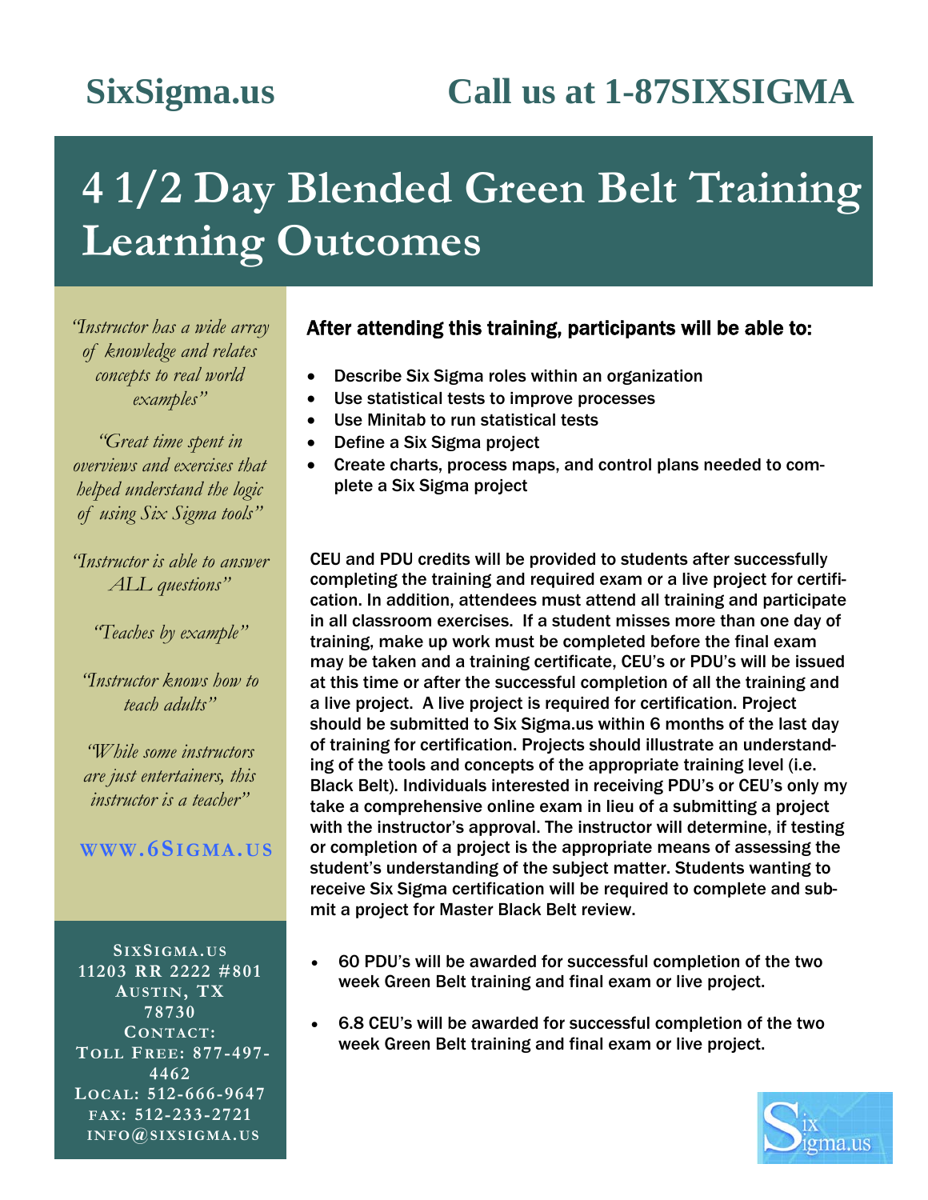**SixSigma.us** **Call us at 1-87SIXSIGMA**

# 4 1/2 Day Blended Green Belt Training Learning Outcomes

*"Instructor has a wide array of knowledge and relates concepts to real world examples"*

*"Great time spent in overviews and exercises that helped understand the logic of using Six Sigma tools"*

*"Instructor is able to answer ALL questions"*

*"Teaches by example"*

*"Instructor knows how to teach adults"*

*"While some instructors are just entertainers, this instructor is a teacher"*

**WWW.6SIGMA.US**

**SIXSIGMA.US**
**11203 RR 2222 #801**
**AUSTIN, TX 78730**
**CONTACT:**
**TOLL FREE: 877-497-4462**
**LOCAL: 512-666-9647**
**FAX: 512-233-2721**
**INFO@SIXSIGMA.US**

### After attending this training, participants will be able to:

- Describe Six Sigma roles within an organization
- Use statistical tests to improve processes
- Use Minitab to run statistical tests
- Define a Six Sigma project
- Create charts, process maps, and control plans needed to complete a Six Sigma project

CEU and PDU credits will be provided to students after successfully completing the training and required exam or a live project for certification. In addition, attendees must attend all training and participate in all classroom exercises. If a student misses more than one day of training, make up work must be completed before the final exam may be taken and a training certificate, CEU's or PDU's will be issued at this time or after the successful completion of all the training and a live project. A live project is required for certification. Project should be submitted to Six Sigma.us within 6 months of the last day of training for certification. Projects should illustrate an understanding of the tools and concepts of the appropriate training level (i.e. Black Belt). Individuals interested in receiving PDU's or CEU's only my take a comprehensive online exam in lieu of a submitting a project with the instructor's approval. The instructor will determine, if testing or completion of a project is the appropriate means of assessing the student's understanding of the subject matter. Students wanting to receive Six Sigma certification will be required to complete and submit a project for Master Black Belt review.

- 60 PDU's will be awarded for successful completion of the two week Green Belt training and final exam or live project.
- 6.8 CEU's will be awarded for successful completion of the two week Green Belt training and final exam or live project.